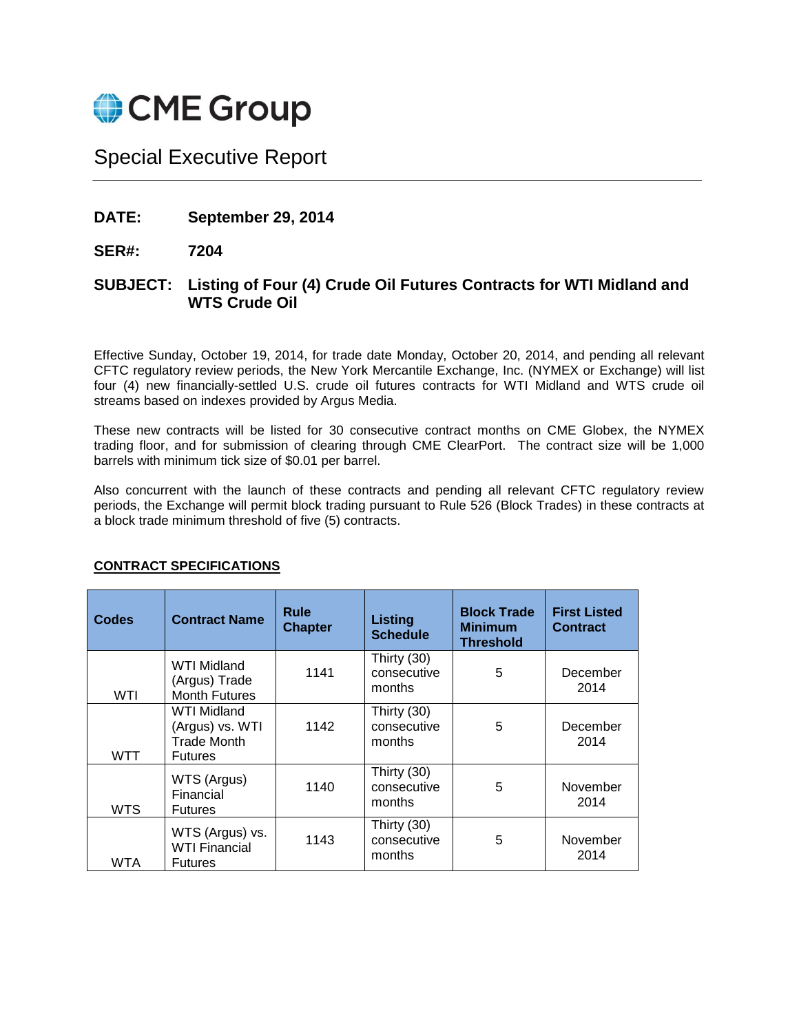# CME Group

## Special Executive Report

**DATE:** **September 29, 2014**

**SER#:** **7204**

**SUBJECT:** **Listing of Four (4) Crude Oil Futures Contracts for WTI Midland and WTS Crude Oil**

Effective Sunday, October 19, 2014, for trade date Monday, October 20, 2014, and pending all relevant CFTC regulatory review periods, the New York Mercantile Exchange, Inc. (NYMEX or Exchange) will list four (4) new financially-settled U.S. crude oil futures contracts for WTI Midland and WTS crude oil streams based on indexes provided by Argus Media.

These new contracts will be listed for 30 consecutive contract months on CME Globex, the NYMEX trading floor, and for submission of clearing through CME ClearPort. The contract size will be 1,000 barrels with minimum tick size of $0.01 per barrel.

Also concurrent with the launch of these contracts and pending all relevant CFTC regulatory review periods, the Exchange will permit block trading pursuant to Rule 526 (Block Trades) in these contracts at a block trade minimum threshold of five (5) contracts.

**CONTRACT SPECIFICATIONS**

| Codes | Contract Name | Rule Chapter | Listing Schedule | Block Trade Minimum Threshold | First Listed Contract |
|---|---|---|---|---|---|
| WTI | WTI Midland (Argus) Trade Month Futures | 1141 | Thirty (30) consecutive months | 5 | December 2014 |
| WTT | WTI Midland (Argus) vs. WTI Trade Month Futures | 1142 | Thirty (30) consecutive months | 5 | December 2014 |
| WTS | WTS (Argus) Financial Futures | 1140 | Thirty (30) consecutive months | 5 | November 2014 |
| WTA | WTS (Argus) vs. WTI Financial Futures | 1143 | Thirty (30) consecutive months | 5 | November 2014 |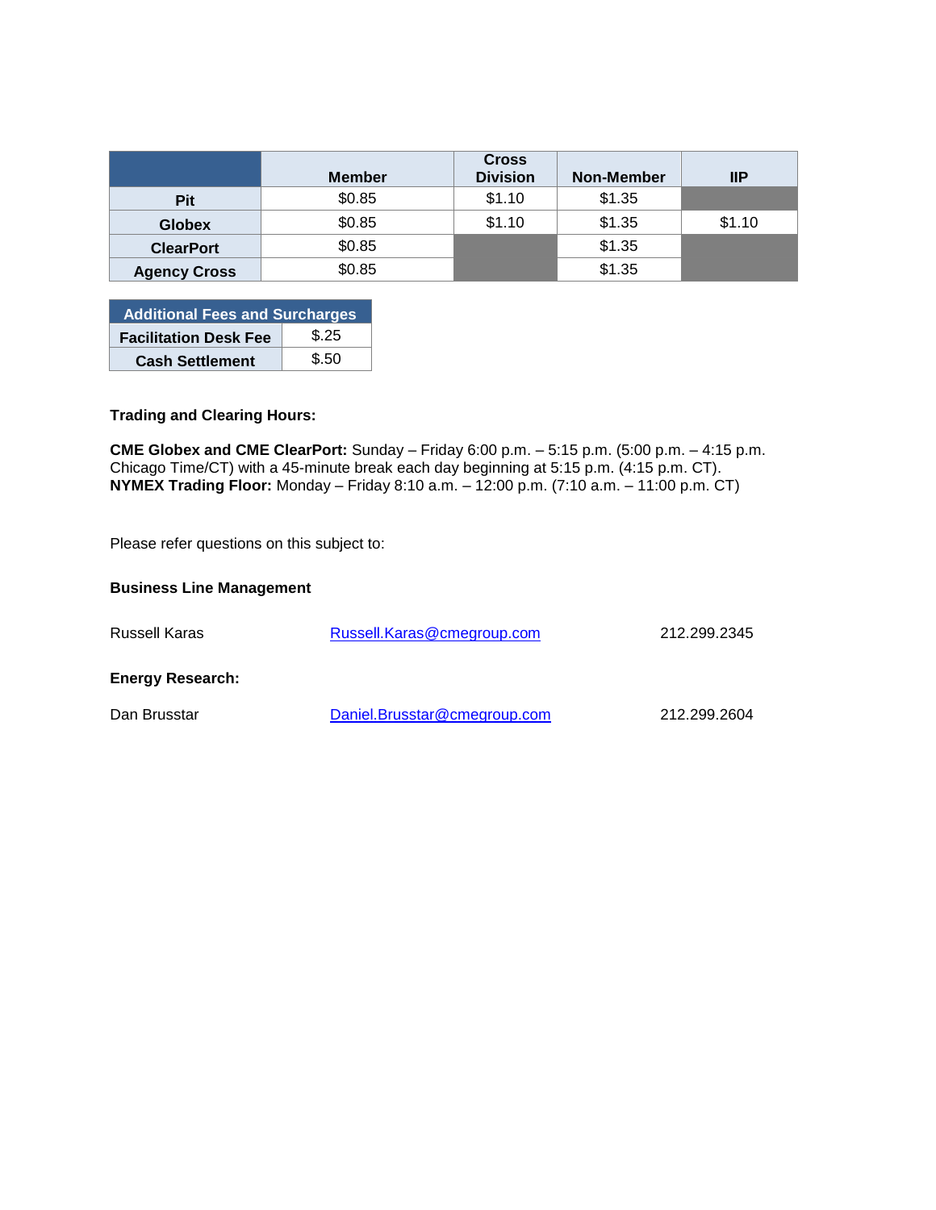| | Member | Cross Division | Non-Member | IIP |
|---|---|---|---|---|
| **Pit** | $0.85 | $1.10 | $1.35 | |
| **Globex** | $0.85 | $1.10 | $1.35 | $1.10 |
| **ClearPort** | $0.85 | | $1.35 | |
| **Agency Cross** | $0.85 | | $1.35 | |

| Additional Fees and Surcharges | |
|---|---|
| **Facilitation Desk Fee** | $.25 |
| **Cash Settlement** | $.50 |

**Trading and Clearing Hours:**

**CME Globex and CME ClearPort:** Sunday – Friday 6:00 p.m. – 5:15 p.m. (5:00 p.m. – 4:15 p.m. Chicago Time/CT) with a 45-minute break each day beginning at 5:15 p.m. (4:15 p.m. CT).
**NYMEX Trading Floor:** Monday – Friday 8:10 a.m. – 12:00 p.m. (7:10 a.m. – 11:00 p.m. CT)

Please refer questions on this subject to:

**Business Line Management**

Russell Karas Russell.Karas@cmegroup.com 212.299.2345

**Energy Research:**

Dan Brusstar Daniel.Brusstar@cmegroup.com 212.299.2604